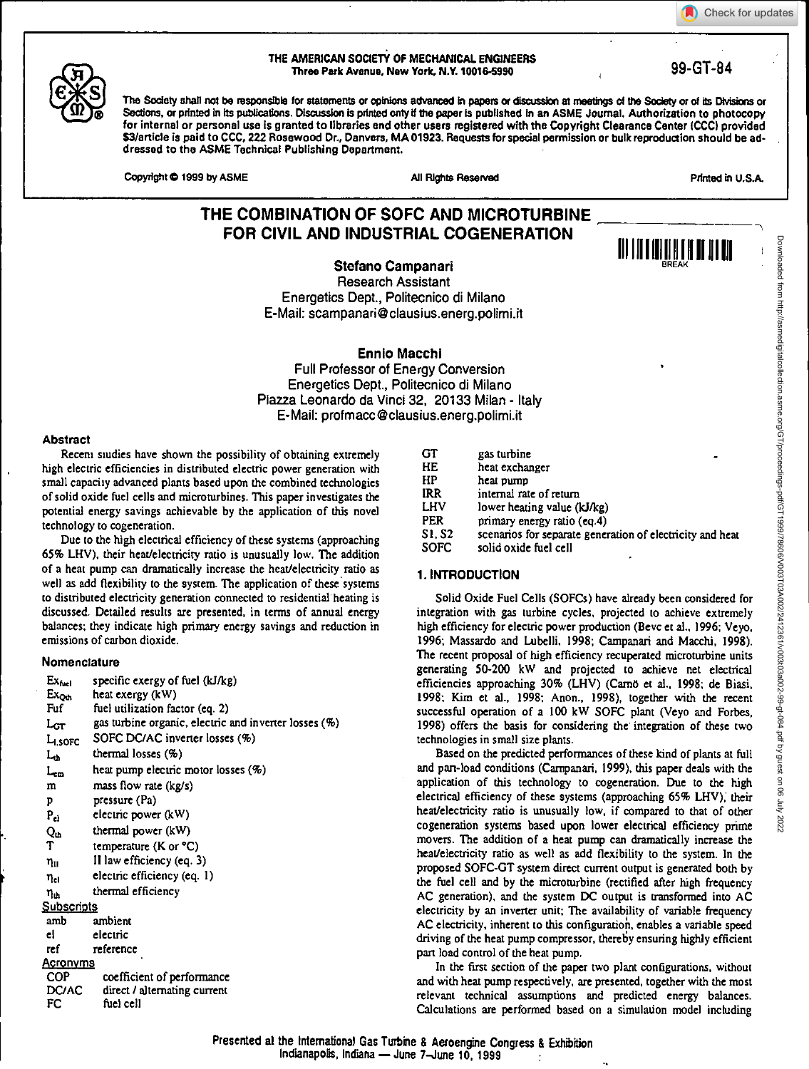THE AMERICAN SOCIETY OF MECHANICAL ENGINEERS
Three Park Avenue, New York, N.Y. 10016-5990

99-GT-84

The Society shall not be responsible for statements or opinions advanced in papers or discussion at meetings of the Society or of its Divisions or Sections, or printed in its publications. Discussion is printed only if the paper is published in an ASME Journal. Authorization to photocopy for internal or personal use is granted to libraries and other users registered with the Copyright Clearance Center (CCC) provided $3/article is paid to CCC, 222 Rosewood Dr., Danvers, MA 01923. Requests for special permission or bulk reproduction should be addressed to the ASME Technical Publishing Department.

Copyright © 1999 by ASME All Rights Reserved Printed in U.S.A.

# THE COMBINATION OF SOFC AND MICROTURBINE FOR CIVIL AND INDUSTRIAL COGENERATION

**Stefano Campanari**
Research Assistant
Energetics Dept., Politecnico di Milano
E-Mail: scampanari@clausius.energ.polimi.it

**Ennio Macchi**
Full Professor of Energy Conversion
Energetics Dept., Politecnico di Milano
Piazza Leonardo da Vinci 32, 20133 Milan - Italy
E-Mail: profmacc@clausius.energ.polimi.it

## Abstract

Recent studies have shown the possibility of obtaining extremely high electric efficiencies in distributed electric power generation with small capacity advanced plants based upon the combined technologies of solid oxide fuel cells and microturbines. This paper investigates the potential energy savings achievable by the application of this novel technology to cogeneration.

Due to the high electrical efficiency of these systems (approaching 65% LHV), their heat/electricity ratio is unusually low. The addition of a heat pump can dramatically increase the heat/electricity ratio as well as add flexibility to the system. The application of these systems to distributed electricity generation connected to residential heating is discussed. Detailed results are presented, in terms of annual energy balances; they indicate high primary energy savings and reduction in emissions of carbon dioxide.

## Nomenclature

| | |
|---|---|
| $Ex_{fuel}$ | specific exergy of fuel (kJ/kg) |
| $Ex_{Qth}$ | heat exergy (kW) |
| Fuf | fuel utilization factor (eq. 2) |
| $L_{GT}$ | gas turbine organic, electric and inverter losses (%) |
| $L_{I,SOFC}$ | SOFC DC/AC inverter losses (%) |
| $L_{th}$ | thermal losses (%) |
| $L_{em}$ | heat pump electric motor losses (%) |
| m | mass flow rate (kg/s) |
| p | pressure (Pa) |
| $P_{el}$ | electric power (kW) |
| $Q_{th}$ | thermal power (kW) |
| T | temperature (K or °C) |
| $\eta_{II}$ | II law efficiency (eq. 3) |
| $\eta_{el}$ | electric efficiency (eq. 1) |
| $\eta_{th}$ | thermal efficiency |

Subscripts

| | |
|---|---|
| amb | ambient |
| el | electric |
| ref | reference |

Acronyms

| | |
|---|---|
| COP | coefficient of performance |
| DC/AC | direct / alternating current |
| FC | fuel cell |
| GT | gas turbine |
| HE | heat exchanger |
| HP | heat pump |
| IRR | internal rate of return |
| LHV | lower heating value (kJ/kg) |
| PER | primary energy ratio (eq.4) |
| S1, S2 | scenarios for separate generation of electricity and heat |
| SOFC | solid oxide fuel cell |

## 1. INTRODUCTION

Solid Oxide Fuel Cells (SOFCs) have already been considered for integration with gas turbine cycles, projected to achieve extremely high efficiency for electric power production (Bevc et al., 1996; Veyo, 1996; Massardo and Lubelli, 1998; Campanari and Macchi, 1998). The recent proposal of high efficiency recuperated microturbine units generating 50-200 kW and projected to achieve net electrical efficiencies approaching 30% (LHV) (Carnö et al., 1998; de Biasi, 1998; Kim et al., 1998; Anon., 1998), together with the recent successful operation of a 100 kW SOFC plant (Veyo and Forbes, 1998) offers the basis for considering the integration of these two technologies in small size plants.

Based on the predicted performances of these kind of plants at full and part-load conditions (Campanari, 1999), this paper deals with the application of this technology to cogeneration. Due to the high electrical efficiency of these systems (approaching 65% LHV), their heat/electricity ratio is unusually low, if compared to that of other cogeneration systems based upon lower electrical efficiency prime movers. The addition of a heat pump can dramatically increase the heat/electricity ratio as well as add flexibility to the system. In the proposed SOFC-GT system direct current output is generated both by the fuel cell and by the microturbine (rectified after high frequency AC generation), and the system DC output is transformed into AC electricity by an inverter unit; The availability of variable frequency AC electricity, inherent to this configuration, enables a variable speed driving of the heat pump compressor, thereby ensuring highly efficient part load control of the heat pump.

In the first section of the paper two plant configurations, without and with heat pump respectively, are presented, together with the most relevant technical assumptions and predicted energy balances. Calculations are performed based on a simulation model including

Presented at the International Gas Turbine & Aeroengine Congress & Exhibition
Indianapolis, Indiana — June 7–June 10, 1999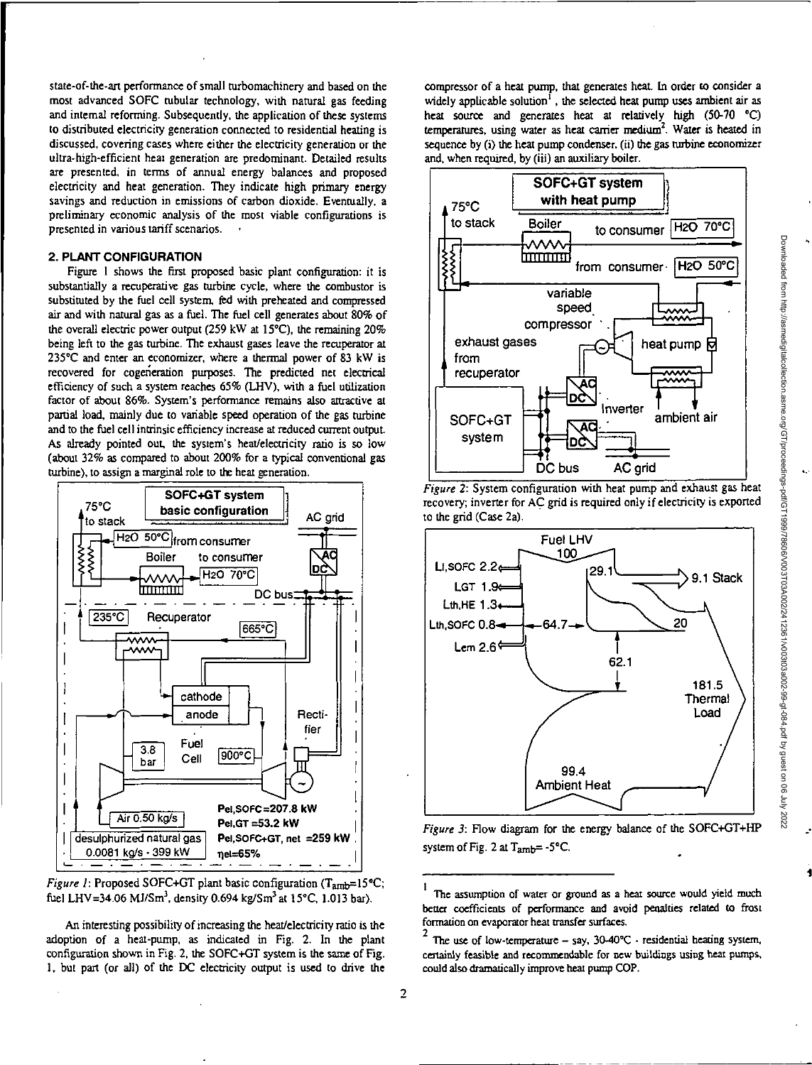state-of-the-art performance of small turbomachinery and based on the most advanced SOFC tubular technology, with natural gas feeding and internal reforming. Subsequently, the application of these systems to distributed electricity generation connected to residential heating is discussed, covering cases where either the electricity generation or the ultra-high-efficient heat generation are predominant. Detailed results are presented, in terms of annual energy balances and proposed electricity and heat generation. They indicate high primary energy savings and reduction in emissions of carbon dioxide. Eventually, a preliminary economic analysis of the most viable configurations is presented in various tariff scenarios.

## 2. PLANT CONFIGURATION

Figure 1 shows the first proposed basic plant configuration: it is substantially a recuperative gas turbine cycle, where the combustor is substituted by the fuel cell system, fed with preheated and compressed air and with natural gas as a fuel. The fuel cell generates about 80% of the overall electric power output (259 kW at 15°C), the remaining 20% being left to the gas turbine. The exhaust gases leave the recuperator at 235°C and enter an economizer, where a thermal power of 83 kW is recovered for cogeneration purposes. The predicted net electrical efficiency of such a system reaches 65% (LHV), with a fuel utilization factor of about 86%. System's performance remains also attractive at partial load, mainly due to variable speed operation of the gas turbine and to the fuel cell intrinsic efficiency increase at reduced current output. As already pointed out, the system's heat/electricity ratio is so low (about 32% as compared to about 200% for a typical conventional gas turbine), to assign a marginal role to the heat generation.

*Figure 1*: Proposed SOFC+GT plant basic configuration ($T_{amb}$=15°C; fuel LHV=34.06 MJ/Sm$^3$, density 0.694 kg/Sm$^3$ at 15°C, 1.013 bar).

An interesting possibility of increasing the heat/electricity ratio is the adoption of a heat-pump, as indicated in Fig. 2. In the plant configuration shown in Fig. 2, the SOFC+GT system is the same of Fig. 1, but part (or all) of the DC electricity output is used to drive the compressor of a heat pump, that generates heat. In order to consider a widely applicable solution[1], the selected heat pump uses ambient air as heat source and generates heat at relatively high (50-70 °C) temperatures, using water as heat carrier medium[2]. Water is heated in sequence by (i) the heat pump condenser, (ii) the gas turbine economizer and, when required, by (iii) an auxiliary boiler.

*Figure 2*: System configuration with heat pump and exhaust gas heat recovery; inverter for AC grid is required only if electricity is exported to the grid (Case 2a).

*Figure 3*: Flow diagram for the energy balance of the SOFC+GT+HP system of Fig. 2 at $T_{amb}$= -5°C.

[1] The assumption of water or ground as a heat source would yield much better coefficients of performance and avoid penalties related to frost formation on evaporator heat transfer surfaces.

[2] The use of low-temperature – say, 30-40°C - residential heating system, certainly feasible and recommendable for new buildings using heat pumps, could also dramatically improve heat pump COP.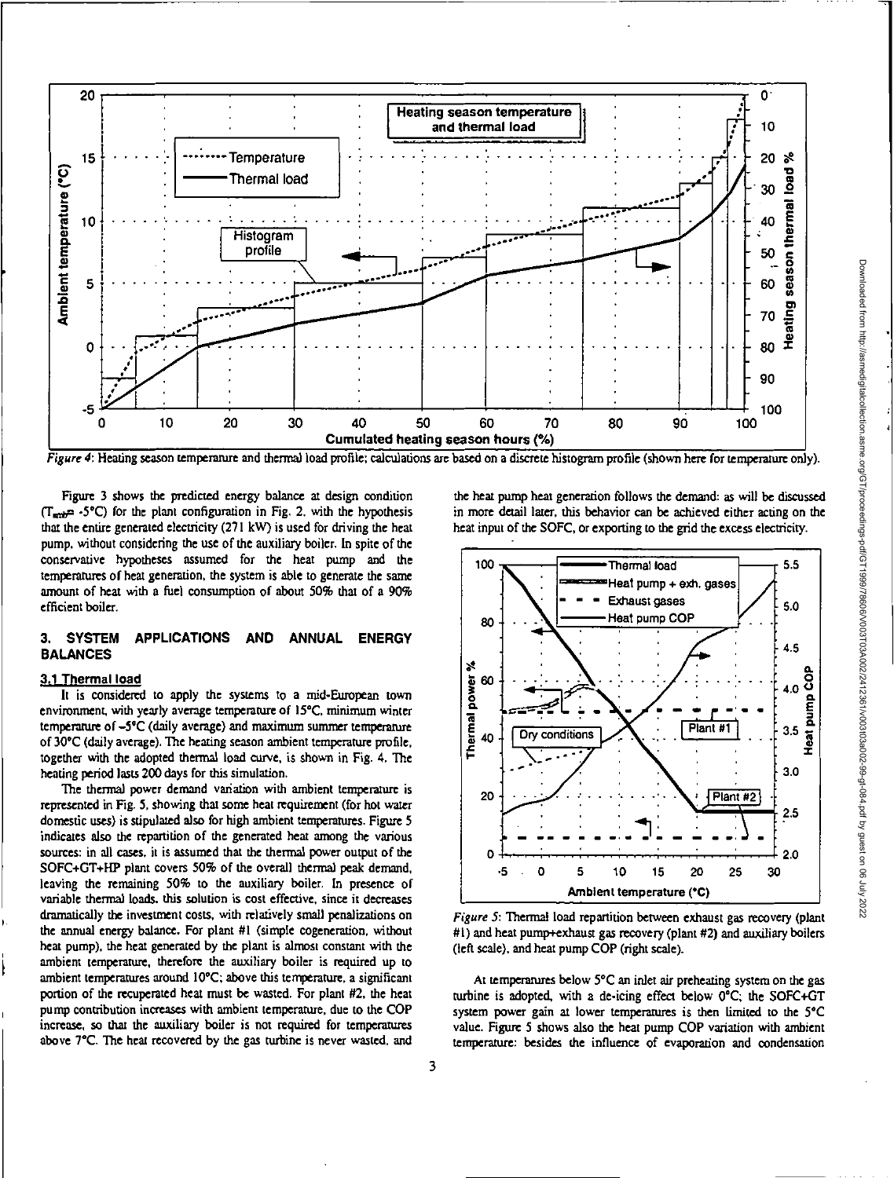*Figure 4*: Heating season temperature and thermal load profile; calculations are based on a discrete histogram profile (shown here for temperature only).

Figure 3 shows the predicted energy balance at design condition ($T_{amb}$= -5°C) for the plant configuration in Fig. 2, with the hypothesis that the entire generated electricity (271 kW) is used for driving the heat pump, without considering the use of the auxiliary boiler. In spite of the conservative hypotheses assumed for the heat pump and the temperatures of heat generation, the system is able to generate the same amount of heat with a fuel consumption of about 50% that of a 90% efficient boiler.

## 3. SYSTEM APPLICATIONS AND ANNUAL ENERGY BALANCES

### 3.1 Thermal load

It is considered to apply the systems to a mid-European town environment, with yearly average temperature of 15°C, minimum winter temperature of -5°C (daily average) and maximum summer temperature of 30°C (daily average). The heating season ambient temperature profile, together with the adopted thermal load curve, is shown in Fig. 4. The heating period lasts 200 days for this simulation.

The thermal power demand variation with ambient temperature is represented in Fig. 5, showing that some heat requirement (for hot water domestic uses) is stipulated also for high ambient temperatures. Figure 5 indicates also the repartition of the generated heat among the various sources: in all cases, it is assumed that the thermal power output of the SOFC+GT+HP plant covers 50% of the overall thermal peak demand, leaving the remaining 50% to the auxiliary boiler. In presence of variable thermal loads, this solution is cost effective, since it decreases dramatically the investment costs, with relatively small penalizations on the annual energy balance. For plant #1 (simple cogeneration, without heat pump), the heat generated by the plant is almost constant with the ambient temperature, therefore the auxiliary boiler is required up to ambient temperatures around 10°C; above this temperature, a significant portion of the recuperated heat must be wasted. For plant #2, the heat pump contribution increases with ambient temperature, due to the COP increase, so that the auxiliary boiler is not required for temperatures above 7°C. The heat recovered by the gas turbine is never wasted, and the heat pump heat generation follows the demand: as will be discussed in more detail later, this behavior can be achieved either acting on the heat input of the SOFC, or exporting to the grid the excess electricity.

*Figure 5*: Thermal load repartition between exhaust gas recovery (plant #1) and heat pump+exhaust gas recovery (plant #2) and auxiliary boilers (left scale), and heat pump COP (right scale).

At temperatures below 5°C an inlet air preheating system on the gas turbine is adopted, with a de-icing effect below 0°C; the SOFC+GT system power gain at lower temperatures is then limited to the 5°C value. Figure 5 shows also the heat pump COP variation with ambient temperature: besides the influence of evaporation and condensation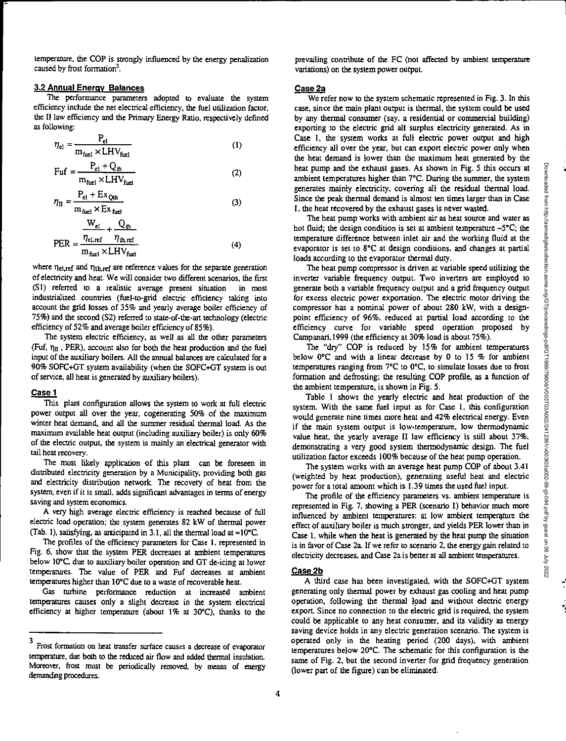temperature, the COP is strongly influenced by the energy penalization caused by frost formation[3].

### 3.2 Annual Energy Balances

The performance parameters adopted to evaluate the system efficiency include the net electrical efficiency, the fuel utilization factor, the II law efficiency and the Primary Energy Ratio, respectively defined as following:

$$\eta_{el} = \frac{P_{el}}{m_{fuel} \times LHV_{fuel}} \quad (1)$$

$$Fuf = \frac{P_{el} + Q_{th}}{m_{fuel} \times LHV_{fuel}} \quad (2)$$

$$\eta_{II} = \frac{P_{el} + Ex_{Qth}}{m_{fuel} \times Ex_{fuel}} \quad (3)$$

$$PER = \frac{\dfrac{W_{el}}{\eta_{el,ref}} + \dfrac{Q_{th}}{\eta_{th,ref}}}{m_{fuel} \times LHV_{fuel}} \quad (4)$$

where $\eta_{el,ref}$ and $\eta_{th,ref}$ are reference values for the separate generation of electricity and heat. We will consider two different scenarios, the first (S1) referred to a realistic average present situation in most industrialized countries (fuel-to-grid electric efficiency taking into account the grid losses of 35% and yearly average boiler efficiency of 75%) and the second (S2) referred to state-of-the-art technology (electric efficiency of 52% and average boiler efficiency of 85%).

The system electric efficiency, as well as all the other parameters (Fuf, $\eta_{II}$ , PER), account also for both the heat production and the fuel input of the auxiliary boilers. All the annual balances are calculated for a 90% SOFC+GT system availability (when the SOFC+GT system is out of service, all heat is generated by auxiliary boilers).

#### Case 1

This plant configuration allows the system to work at full electric power output all over the year, cogenerating 50% of the maximum winter heat demand, and all the summer residual thermal load. As the maximum available heat output (including auxiliary boiler) is only 60% of the electric output, the system is mainly an electrical generator with tail heat recovery.

The most likely application of this plant can be foreseen in distributed electricity generation by a Municipality, providing both gas and electricity distribution network. The recovery of heat from the system, even if it is small, adds significant advantages in terms of energy saving and system economics.

A very high average electric efficiency is reached because of full electric load operation; the system generates 82 kW of thermal power (Tab. 1), satisfying, as anticipated in 3.1, all the thermal load at ≈10°C.

The profiles of the efficiency parameters for Case 1, represented in Fig. 6, show that the system PER decreases at ambient temperatures below 10°C, due to auxiliary boiler operation and GT de-icing at lower temperatures. The value of PER and Fuf decreases at ambient temperatures higher than 10°C due to a waste of recoverable heat.

Gas turbine performance reduction at increased ambient temperatures causes only a slight decrease in the system electrical efficiency at higher temperature (about 1% at 30°C), thanks to the prevailing contribute of the FC (not affected by ambient temperature variations) on the system power output.

#### Case 2a

We refer now to the system schematic represented in Fig. 3. In this case, since the main plant output is thermal, the system could be used by any thermal consumer (say, a residential or commercial building) exporting to the electric grid all surplus electricity generated. As in Case 1, the system works at full electric power output and high efficiency all over the year, but can export electric power only when the heat demand is lower than the maximum heat generated by the heat pump and the exhaust gases. As shown in Fig. 5 this occurs at ambient temperatures higher than 7°C. During the summer, the system generates mainly electricity, covering all the residual thermal load. Since the peak thermal demand is almost ten times larger than in Case 1, the heat recovered by the exhaust gases is never wasted.

The heat pump works with ambient air as heat source and water as hot fluid; the design condition is set at ambient temperature –5°C; the temperature difference between inlet air and the working fluid at the evaporator is set to 8°C at design conditions, and changes at partial loads according to the evaporator thermal duty.

The heat pump compressor is driven at variable speed utilizing the inverter variable frequency output. Two inverters are employed to generate both a variable frequency output and a grid frequency output for excess electric power exportation. The electric motor driving the compressor has a nominal power of about 280 kW, with a design-point efficiency of 96%, reduced at partial load according to the efficiency curve for variable speed operation proposed by Campanari,1999 (the efficiency at 30% load is about 75%).

The "dry" COP is reduced by 15% for ambient temperatures below 0°C and with a linear decrease by 0 to 15 % for ambient temperatures ranging from 7°C to 0°C, to simulate losses due to frost formation and defrosting; the resulting COP profile, as a function of the ambient temperature, is shown in Fig. 5.

Table 1 shows the yearly electric and heat production of the system. With the same fuel input as for Case 1, this configuration would generate nine times more heat and 42% electrical energy. Even if the main system output is low-temperature, low thermodynamic value heat, the yearly average II law efficiency is still about 37%, demonstrating a very good system thermodynamic design. The fuel utilization factor exceeds 100% because of the heat pump operation.

The system works with an average heat pump COP of about 3.41 (weighted by heat production), generating useful heat and electric power for a total amount which is 1.39 times the used fuel input.

The profile of the efficiency parameters vs. ambient temperature is represented in Fig. 7, showing a PER (scenario 1) behavior much more influenced by ambient temperatures: at low ambient temperature the effect of auxiliary boiler is much stronger, and yields PER lower than in Case 1, while when the heat is generated by the heat pump the situation is in favor of Case 2a. If we refer to scenario 2, the energy gain related to electricity decreases, and Case 2a is better at all ambient temperatures.

#### Case 2b

A third case has been investigated, with the SOFC+GT system generating only thermal power by exhaust gas cooling and heat pump operation, following the thermal load and without electric energy export. Since no connection to the electric grid is required, the system could be applicable to any heat consumer, and its validity as energy saving device holds in any electric generation scenario. The system is operated only in the heating period (200 days), with ambient temperatures below 20°C. The schematic for this configuration is the same of Fig. 2, but the second inverter for grid frequency generation (lower part of the figure) can be eliminated.

---

[3] Frost formation on heat transfer surface causes a decrease of evaporator temperature, due both to the reduced air flow and added thermal insulation. Moreover, frost must be periodically removed, by means of energy demanding procedures.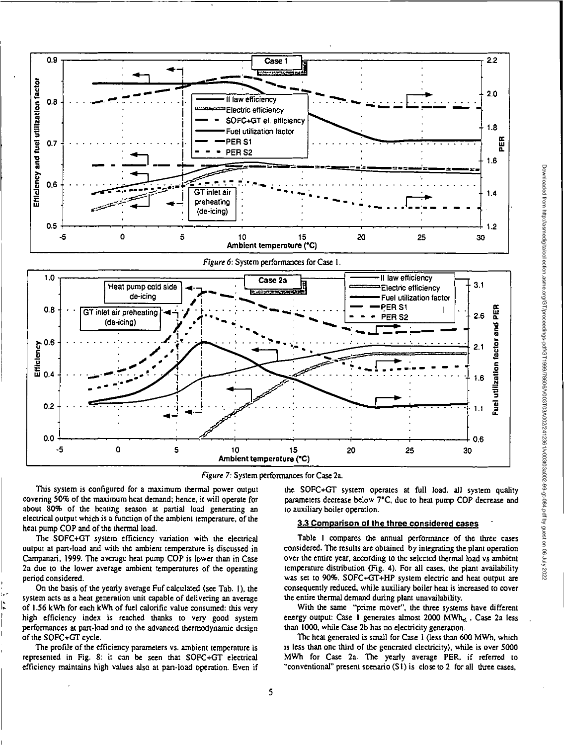*Figure 6*: System performances for Case 1.

*Figure 7*: System performances for Case 2a.

This system is configured for a maximum thermal power output covering 50% of the maximum heat demand; hence, it will operate for about 80% of the heating season at partial load generating an electrical output which is a function of the ambient temperature, of the heat pump COP and of the thermal load.

The SOFC+GT system efficiency variation with the electrical output at part-load and with the ambient temperature is discussed in Campanari, 1999. The average heat pump COP is lower than in Case 2a due to the lower average ambient temperatures of the operating period considered.

On the basis of the yearly average Fuf calculated (see Tab. 1), the system acts as a heat generation unit capable of delivering an average of 1.56 kWh for each kWh of fuel calorific value consumed: this very high efficiency index is reached thanks to very good system performances at part-load and to the advanced thermodynamic design of the SOFC+GT cycle.

The profile of the efficiency parameters vs. ambient temperature is represented in Fig. 8: it can be seen that SOFC+GT electrical efficiency maintains high values also at part-load operation. Even if the SOFC+GT system operates at full load, all system quality parameters decrease below 7°C, due to heat pump COP decrease and to auxiliary boiler operation.

### 3.3 Comparison of the three considered cases

Table 1 compares the annual performance of the three cases considered. The results are obtained by integrating the plant operation over the entire year, according to the selected thermal load vs ambient temperature distribution (Fig. 4). For all cases, the plant availability was set to 90%. SOFC+GT+HP system electric and heat output are consequently reduced, while auxiliary boiler heat is increased to cover the entire thermal demand during plant unavailability.

With the same "prime mover", the three systems have different energy output: Case 1 generates almost 2000 $MWh_{el}$, Case 2a less than 1000, while Case 2b has no electricity generation.

The heat generated is small for Case 1 (less than 600 MWh, which is less than one third of the generated electricity), while is over 5000 MWh for Case 2a. The yearly average PER, if referred to "conventional" present scenario (S1) is close to 2 for all three cases,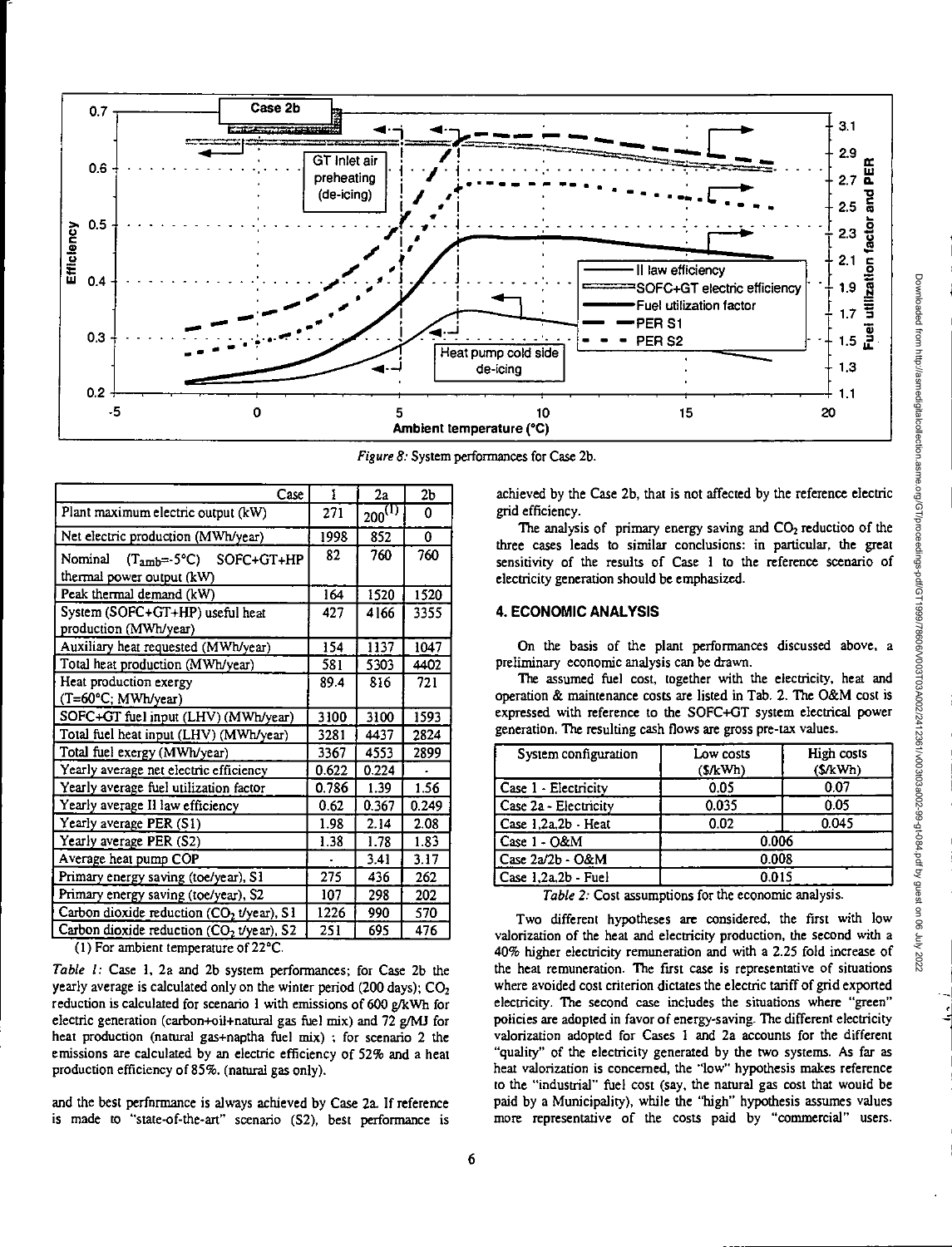Figure 8: System performances for Case 2b.

| Case | 1 | 2a | 2b |
|---|---|---|---|
| Plant maximum electric output (kW) | 271 | 200[1] | 0 |
| Net electric production (MWh/year) | 1998 | 852 | 0 |
| Nominal ($T_{amb}$=-5°C) SOFC+GT+HP thermal power output (kW) | 82 | 760 | 760 |
| Peak thermal demand (kW) | 164 | 1520 | 1520 |
| System (SOFC+GT+HP) useful heat production (MWh/year) | 427 | 4166 | 3355 |
| Auxiliary heat requested (MWh/year) | 154 | 1137 | 1047 |
| Total heat production (MWh/year) | 581 | 5303 | 4402 |
| Heat production exergy (T=60°C; MWh/year) | 89.4 | 816 | 721 |
| SOFC+GT fuel input (LHV) (MWh/year) | 3100 | 3100 | 1593 |
| Total fuel heat input (LHV) (MWh/year) | 3281 | 4437 | 2824 |
| Total fuel exergy (MWh/year) | 3367 | 4553 | 2899 |
| Yearly average net electric efficiency | 0.622 | 0.224 | - |
| Yearly average fuel utilization factor | 0.786 | 1.39 | 1.56 |
| Yearly average II law efficiency | 0.62 | 0.367 | 0.249 |
| Yearly average PER (S1) | 1.98 | 2.14 | 2.08 |
| Yearly average PER (S2) | 1.38 | 1.78 | 1.83 |
| Average heat pump COP | - | 3.41 | 3.17 |
| Primary energy saving (toe/year), S1 | 275 | 436 | 262 |
| Primary energy saving (toe/year), S2 | 107 | 298 | 202 |
| Carbon dioxide reduction ($CO_2$ t/year), S1 | 1226 | 990 | 570 |
| Carbon dioxide reduction ($CO_2$ t/year), S2 | 251 | 695 | 476 |

(1) For ambient temperature of 22°C.

*Table 1:* Case 1, 2a and 2b system performances; for Case 2b the yearly average is calculated only on the winter period (200 days); $CO_2$ reduction is calculated for scenario 1 with emissions of 600 g/kWh for electric generation (carbon+oil+natural gas fuel mix) and 72 g/MJ for heat production (natural gas+naptha fuel mix) ; for scenario 2 the emissions are calculated by an electric efficiency of 52% and a heat production efficiency of 85%. (natural gas only).

and the best perfnrmance is always achieved by Case 2a. If reference is made to "state-of-the-art" scenario (S2), best performance is achieved by the Case 2b, that is not affected by the reference electric grid efficiency.

The analysis of primary energy saving and $CO_2$ reductioo of the three cases leads to similar conclusions: in particular, the great sensitivity of the results of Case 1 to the reference scenario of electricity generation should be emphasized.

## 4. ECONOMIC ANALYSIS

On the basis of the plant performances discussed above, a preliminary economic analysis can be drawn.

The assumed fuel cost, together with the electricity, heat and operation & maintenance costs are listed in Tab. 2. The O&M cost is expressed with reference to the SOFC+GT system electrical power generation. The resulting cash flows are gross pre-tax values.

| System configuration | Low costs ($/kWh) | High costs ($/kWh) |
|---|---|---|
| Case 1 - Electricity | 0.05 | 0.07 |
| Case 2a - Electricity | 0.035 | 0.05 |
| Case 1,2a,2b - Heat | 0.02 | 0.045 |
| Case 1 - O&M | 0.006 | |
| Case 2a/2b - O&M | 0.008 | |
| Case 1,2a,2b - Fuel | 0.015 | |

*Table 2:* Cost assumptions for the economic analysis.

Two different hypotheses are considered, the first with low valorization of the heat and electricity production, the second with a 40% higher electricity remuneration and with a 2.25 fold increase of the heat remuneration. The first case is representative of situations where avoided cost criterion dictates the electric tariff of grid exported electricity. The second case includes the situations where "green" policies are adopted in favor of energy-saving. The different electricity valorization adopted for Cases 1 and 2a accounts for the different "quality" of the electricity generated by the two systems. As far as heat valorization is concerned, the "low" hypothesis makes reference to the "industrial" fuel cost (say, the natural gas cost that would be paid by a Municipality), while the "high" hypothesis assumes values more representative of the costs paid by "commercial" users.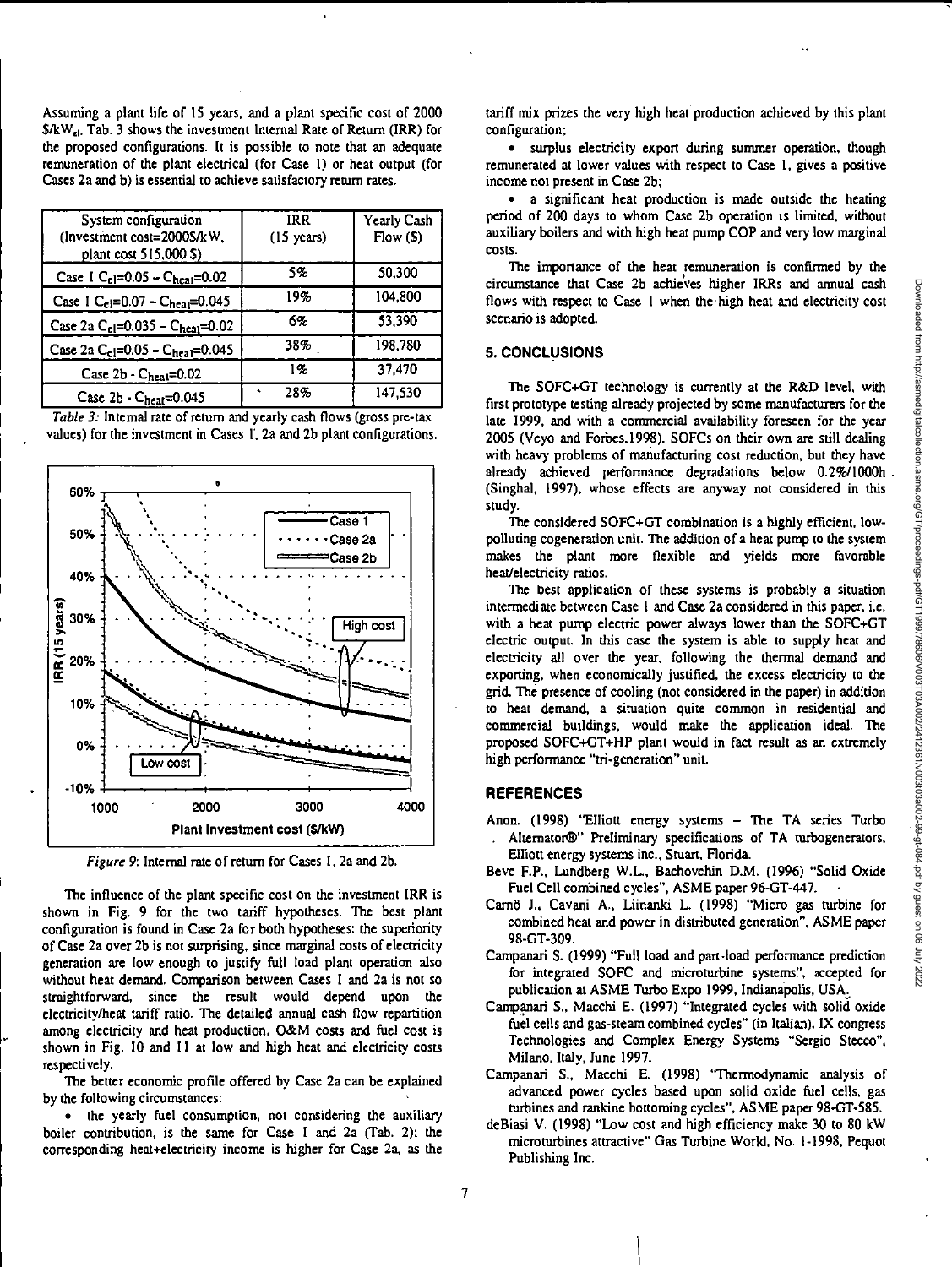Assuming a plant life of 15 years, and a plant specific cost of 2000 $\$/kW_{el}$, Tab. 3 shows the investment Internal Rate of Return (IRR) for the proposed configurations. It is possible to note that an adequate remuneration of the plant electrical (for Case 1) or heat output (for Cases 2a and b) is essential to achieve satisfactory return rates.

| System configuration (Investment cost=2000$/kW, plant cost 515,000 $) | IRR (15 years) | Yearly Cash Flow ($) |
|---|---|---|
| Case 1 $C_{el}$=0.05 – $C_{heat}$=0.02 | 5% | 50,300 |
| Case 1 $C_{el}$=0.07 – $C_{heat}$=0.045 | 19% | 104,800 |
| Case 2a $C_{el}$=0.035 – $C_{heat}$=0.02 | 6% | 53,390 |
| Case 2a $C_{el}$=0.05 – $C_{heat}$=0.045 | 38% | 198,780 |
| Case 2b - $C_{heat}$=0.02 | 1% | 37,470 |
| Case 2b - $C_{heat}$=0.045 | 28% | 147,530 |

*Table 3:* Internal rate of return and yearly cash flows (gross pre-tax values) for the investment in Cases 1, 2a and 2b plant configurations.

*Figure 9*: Internal rate of return for Cases 1, 2a and 2b.

The influence of the plant specific cost on the investment IRR is shown in Fig. 9 for the two tariff hypotheses. The best plant configuration is found in Case 2a for both hypotheses: the superiority of Case 2a over 2b is not surprising, since marginal costs of electricity generation are low enough to justify full load plant operation also without heat demand. Comparison between Cases 1 and 2a is not so straightforward, since the result would depend upon the electricity/heat tariff ratio. The detailed annual cash flow repartition among electricity and heat production, O&M costs and fuel cost is shown in Fig. 10 and 11 at low and high heat and electricity costs respectively.

The better economic profile offered by Case 2a can be explained by the following circumstances:

- the yearly fuel consumption, not considering the auxiliary boiler contribution, is the same for Case 1 and 2a (Tab. 2): the corresponding heat+electricity income is higher for Case 2a, as the tariff mix prizes the very high heat production achieved by this plant configuration;
- surplus electricity export during summer operation, though remunerated at lower values with respect to Case 1, gives a positive income not present in Case 2b;
- a significant heat production is made outside the heating period of 200 days to whom Case 2b operation is limited, without auxiliary boilers and with high heat pump COP and very low marginal costs.

The importance of the heat remuneration is confirmed by the circumstance that Case 2b achieves higher IRRs and annual cash flows with respect to Case 1 when the high heat and electricity cost scenario is adopted.

## 5. CONCLUSIONS

The SOFC+GT technology is currently at the R&D level, with first prototype testing already projected by some manufacturers for the late 1999, and with a commercial availability foreseen for the year 2005 (Veyo and Forbes,1998). SOFCs on their own are still dealing with heavy problems of manufacturing cost reduction, but they have already achieved performance degradations below 0.2%/1000h (Singhal, 1997), whose effects are anyway not considered in this study.

The considered SOFC+GT combination is a highly efficient, low-polluting cogeneration unit. The addition of a heat pump to the system makes the plant more flexible and yields more favorable heat/electricity ratios.

The best application of these systems is probably a situation intermediate between Case 1 and Case 2a considered in this paper, i.e. with a heat pump electric power always lower than the SOFC+GT electric output. In this case the system is able to supply heat and electricity all over the year, following the thermal demand and exporting, when economically justified, the excess electricity to the grid. The presence of cooling (not considered in the paper) in addition to heat demand, a situation quite common in residential and commercial buildings, would make the application ideal. The proposed SOFC+GT+HP plant would in fact result as an extremely high performance "tri-generation" unit.

## REFERENCES

Anon. (1998) "Elliott energy systems – The TA series Turbo Alternator®" Preliminary specifications of TA turbogenerators, Elliott energy systems inc., Stuart, Florida.

Bevc F.P., Lundberg W.L., Bachovchin D.M. (1996) "Solid Oxide Fuel Cell combined cycles", ASME paper 96-GT-447.

Carnö J., Cavani A., Liinanki L. (1998) "Micro gas turbine for combined heat and power in distributed generation", ASME paper 98-GT-309.

Campanari S. (1999) "Full load and part-load performance prediction for integrated SOFC and microturbine systems", accepted for publication at ASME Turbo Expo 1999, Indianapolis, USA.

Campanari S., Macchi E. (1997) "Integrated cycles with solid oxide fuel cells and gas-steam combined cycles" (in Italian), IX congress Technologies and Complex Energy Systems "Sergio Stecco", Milano, Italy, June 1997.

Campanari S., Macchi E. (1998) "Thermodynamic analysis of advanced power cycles based upon solid oxide fuel cells, gas turbines and rankine bottoming cycles", ASME paper 98-GT-585.

deBiasi V. (1998) "Low cost and high efficiency make 30 to 80 kW microturbines attractive" Gas Turbine World, No. 1-1998, Pequot Publishing Inc.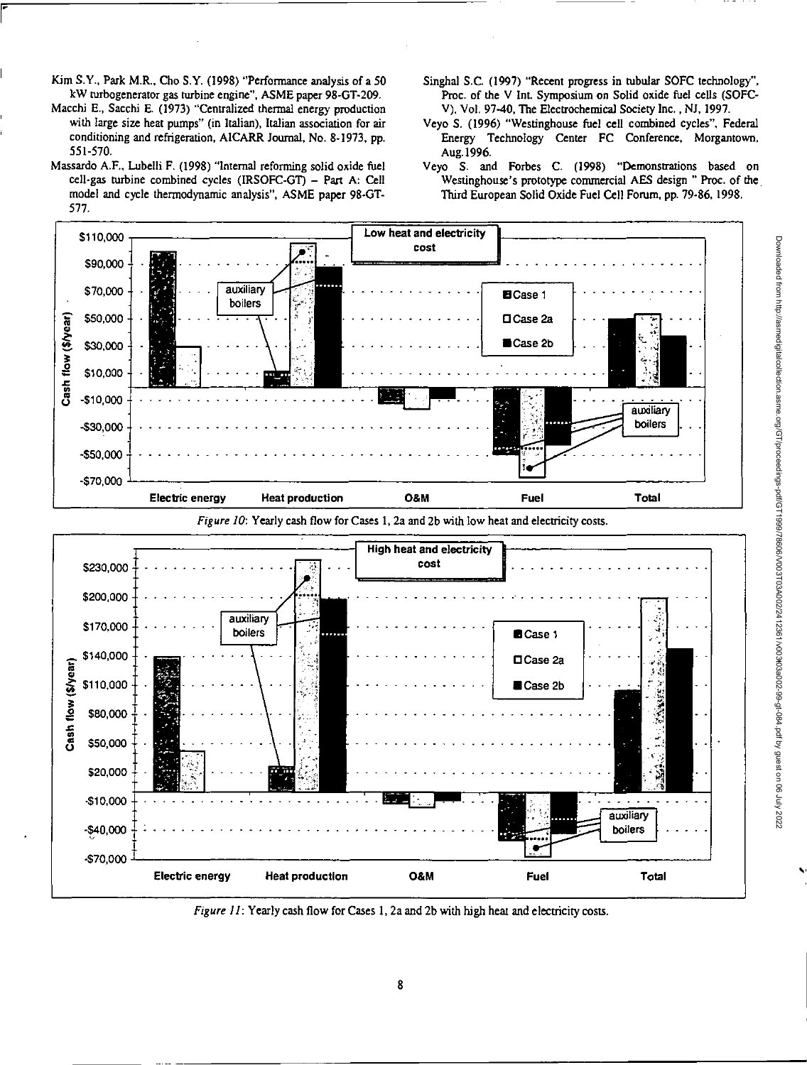Kim S.Y., Park M.R., Cho S.Y. (1998) "Performance analysis of a 50 kW turbogenerator gas turbine engine", ASME paper 98-GT-209.

Macchi E., Sacchi E. (1973) "Centralized thermal energy production with large size heat pumps" (in Italian), Italian association for air conditioning and refrigeration, AICARR Journal, No. 8-1973, pp. 551-570.

Massardo A.F., Lubelli F. (1998) "Internal reforming solid oxide fuel cell-gas turbine combined cycles (IRSOFC-GT) – Part A: Cell model and cycle thermodynamic analysis", ASME paper 98-GT-577.

Singhal S.C. (1997) "Recent progress in tubular SOFC technology", Proc. of the V Int. Symposium on Solid oxide fuel cells (SOFC-V), Vol. 97-40, The Electrochemical Society Inc., NJ, 1997.

Veyo S. (1996) "Westinghouse fuel cell combined cycles", Federal Energy Technology Center FC Conference, Morgantown, Aug.1996.

Veyo S. and Forbes C. (1998) "Demonstrations based on Westinghouse's prototype commercial AES design " Proc. of the Third European Solid Oxide Fuel Cell Forum, pp. 79-86, 1998.

Low heat and electricity cost

Cash flow ($/year)

$110,000
$90,000
$70,000
$50,000
$30,000
$10,000
-$10,000
-$30,000
-$50,000
-$70,000

auxiliary boilers

Case 1
Case 2a
Case 2b

Electric energy
Heat production
O&M
Fuel
Total

*Figure 10*: Yearly cash flow for Cases 1, 2a and 2b with low heat and electricity costs.

High heat and electricity cost

Cash flow ($/year)

$230,000
$200,000
$170,000
$140,000
$110,000
$80,000
$50,000
$20,000
-$10,000
-$40,000
-$70,000

auxiliary boilers

Case 1
Case 2a
Case 2b

Electric energy
Heat production
O&M
Fuel
Total

*Figure 11*: Yearly cash flow for Cases 1, 2a and 2b with high heat and electricity costs.